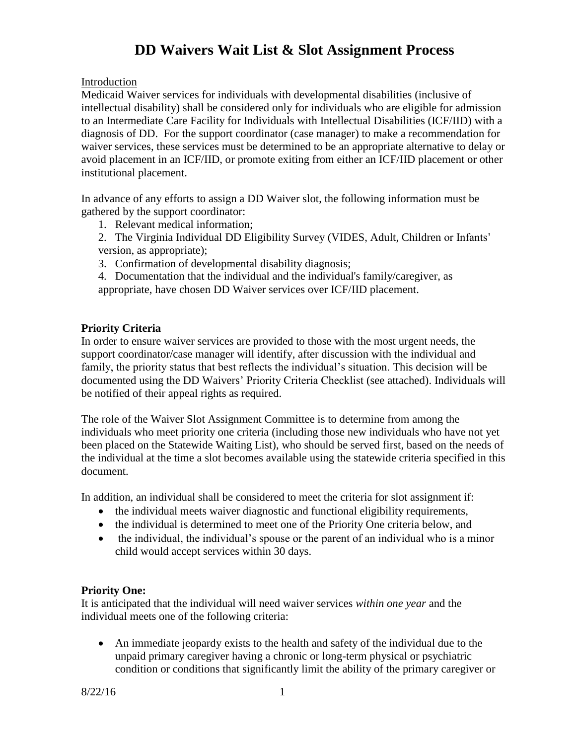# DD Waivers Wait List & Slot Assignment Process

Introduction

Medicaid Waiver services for individuals with developmental disabilities (inclusive of intellectual disability) shall be considered only for individuals who are eligible for admission to an Intermediate Care Facility for Individuals with Intellectual Disabilities (ICF/IID) with a diagnosis of DD. For the support coordinator (case manager) to make a recommendation for waiver services, these services must be determined to be an appropriate alternative to delay or avoid placement in an ICF/IID, or promote exiting from either an ICF/IID placement or other institutional placement.

In advance of any efforts to assign a DD Waiver slot, the following information must be gathered by the support coordinator:

1. Relevant medical information;
2. The Virginia Individual DD Eligibility Survey (VIDES, Adult, Children or Infants' version, as appropriate);
3. Confirmation of developmental disability diagnosis;
4. Documentation that the individual and the individual's family/caregiver, as appropriate, have chosen DD Waiver services over ICF/IID placement.

**Priority Criteria**

In order to ensure waiver services are provided to those with the most urgent needs, the support coordinator/case manager will identify, after discussion with the individual and family, the priority status that best reflects the individual's situation. This decision will be documented using the DD Waivers' Priority Criteria Checklist (see attached). Individuals will be notified of their appeal rights as required.

The role of the Waiver Slot Assignment Committee is to determine from among the individuals who meet priority one criteria (including those new individuals who have not yet been placed on the Statewide Waiting List), who should be served first, based on the needs of the individual at the time a slot becomes available using the statewide criteria specified in this document.

In addition, an individual shall be considered to meet the criteria for slot assignment if:

- the individual meets waiver diagnostic and functional eligibility requirements,
- the individual is determined to meet one of the Priority One criteria below, and
- the individual, the individual's spouse or the parent of an individual who is a minor child would accept services within 30 days.

**Priority One:**

It is anticipated that the individual will need waiver services *within one year* and the individual meets one of the following criteria:

- An immediate jeopardy exists to the health and safety of the individual due to the unpaid primary caregiver having a chronic or long-term physical or psychiatric condition or conditions that significantly limit the ability of the primary caregiver or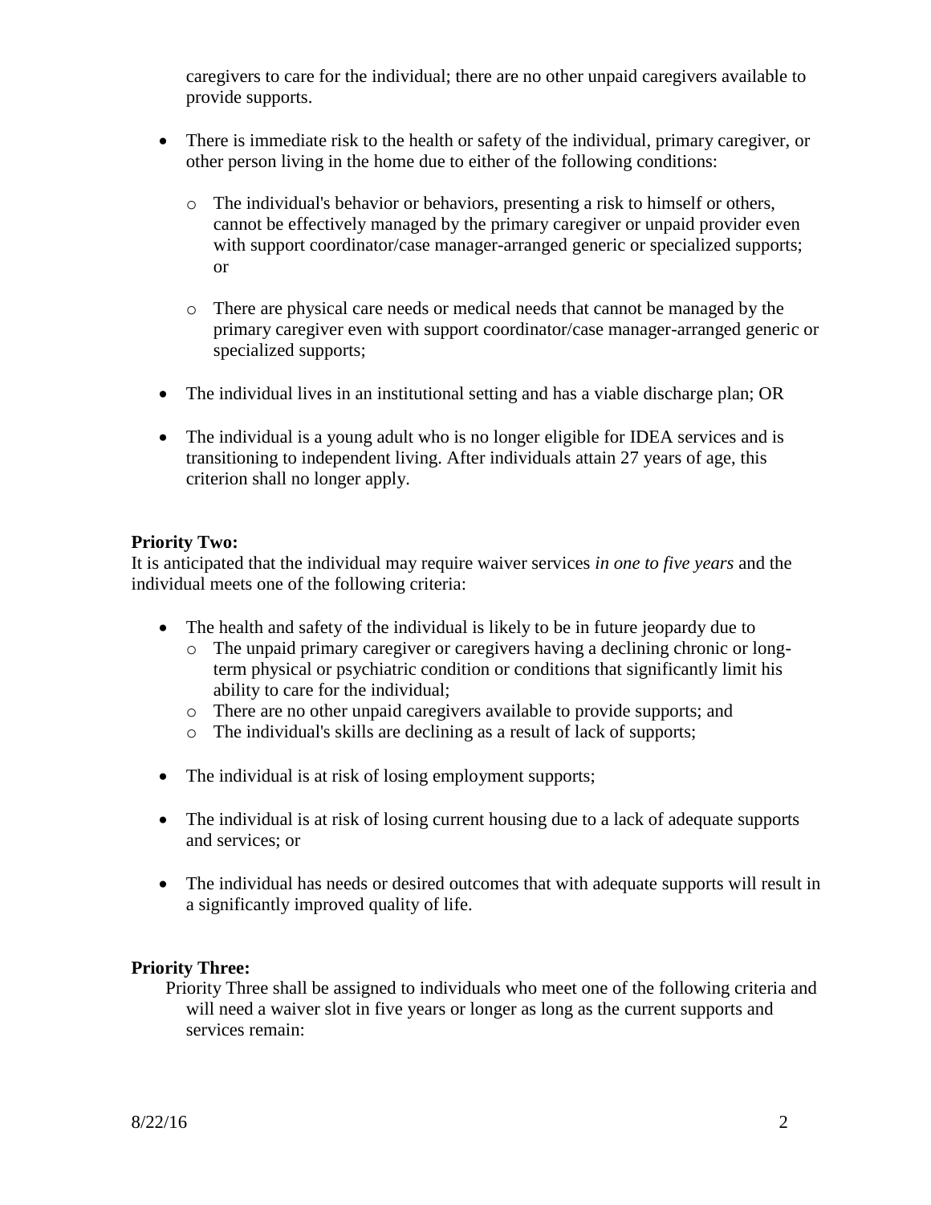caregivers to care for the individual; there are no other unpaid caregivers available to provide supports.

- There is immediate risk to the health or safety of the individual, primary caregiver, or other person living in the home due to either of the following conditions:
  - The individual's behavior or behaviors, presenting a risk to himself or others, cannot be effectively managed by the primary caregiver or unpaid provider even with support coordinator/case manager-arranged generic or specialized supports; or
  - There are physical care needs or medical needs that cannot be managed by the primary caregiver even with support coordinator/case manager-arranged generic or specialized supports;
- The individual lives in an institutional setting and has a viable discharge plan; OR
- The individual is a young adult who is no longer eligible for IDEA services and is transitioning to independent living. After individuals attain 27 years of age, this criterion shall no longer apply.

**Priority Two:**
It is anticipated that the individual may require waiver services *in one to five years* and the individual meets one of the following criteria:

- The health and safety of the individual is likely to be in future jeopardy due to
  - The unpaid primary caregiver or caregivers having a declining chronic or long-term physical or psychiatric condition or conditions that significantly limit his ability to care for the individual;
  - There are no other unpaid caregivers available to provide supports; and
  - The individual's skills are declining as a result of lack of supports;
- The individual is at risk of losing employment supports;
- The individual is at risk of losing current housing due to a lack of adequate supports and services; or
- The individual has needs or desired outcomes that with adequate supports will result in a significantly improved quality of life.

**Priority Three:**
Priority Three shall be assigned to individuals who meet one of the following criteria and will need a waiver slot in five years or longer as long as the current supports and services remain: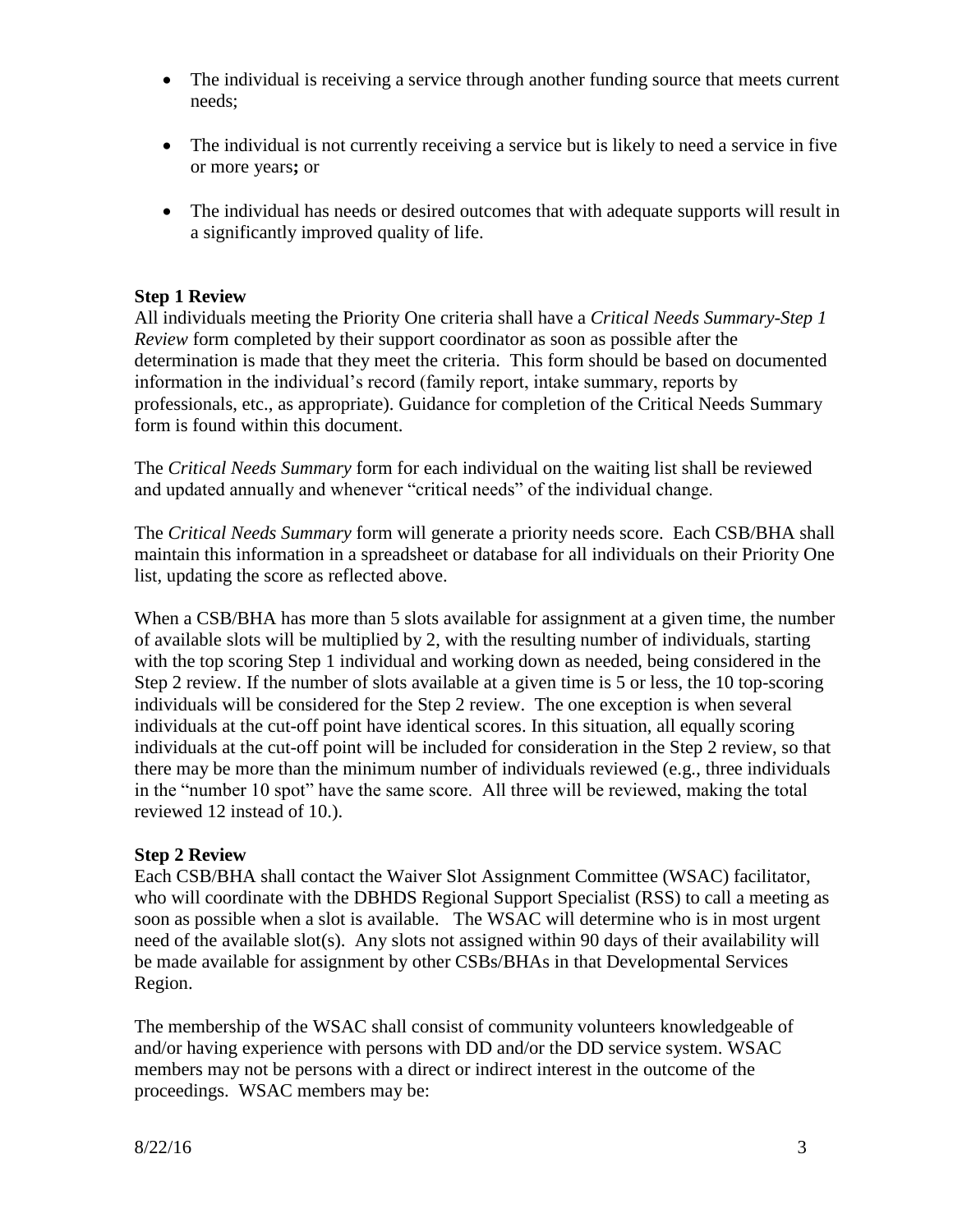- The individual is receiving a service through another funding source that meets current needs;

- The individual is not currently receiving a service but is likely to need a service in five or more years**;** or

- The individual has needs or desired outcomes that with adequate supports will result in a significantly improved quality of life.

**Step 1 Review**

All individuals meeting the Priority One criteria shall have a *Critical Needs Summary-Step 1 Review* form completed by their support coordinator as soon as possible after the determination is made that they meet the criteria. This form should be based on documented information in the individual's record (family report, intake summary, reports by professionals, etc., as appropriate). Guidance for completion of the Critical Needs Summary form is found within this document.

The *Critical Needs Summary* form for each individual on the waiting list shall be reviewed and updated annually and whenever "critical needs" of the individual change.

The *Critical Needs Summary* form will generate a priority needs score. Each CSB/BHA shall maintain this information in a spreadsheet or database for all individuals on their Priority One list, updating the score as reflected above.

When a CSB/BHA has more than 5 slots available for assignment at a given time, the number of available slots will be multiplied by 2, with the resulting number of individuals, starting with the top scoring Step 1 individual and working down as needed, being considered in the Step 2 review. If the number of slots available at a given time is 5 or less, the 10 top-scoring individuals will be considered for the Step 2 review. The one exception is when several individuals at the cut-off point have identical scores. In this situation, all equally scoring individuals at the cut-off point will be included for consideration in the Step 2 review, so that there may be more than the minimum number of individuals reviewed (e.g., three individuals in the "number 10 spot" have the same score. All three will be reviewed, making the total reviewed 12 instead of 10.).

**Step 2 Review**

Each CSB/BHA shall contact the Waiver Slot Assignment Committee (WSAC) facilitator, who will coordinate with the DBHDS Regional Support Specialist (RSS) to call a meeting as soon as possible when a slot is available. The WSAC will determine who is in most urgent need of the available slot(s). Any slots not assigned within 90 days of their availability will be made available for assignment by other CSBs/BHAs in that Developmental Services Region.

The membership of the WSAC shall consist of community volunteers knowledgeable of and/or having experience with persons with DD and/or the DD service system. WSAC members may not be persons with a direct or indirect interest in the outcome of the proceedings. WSAC members may be: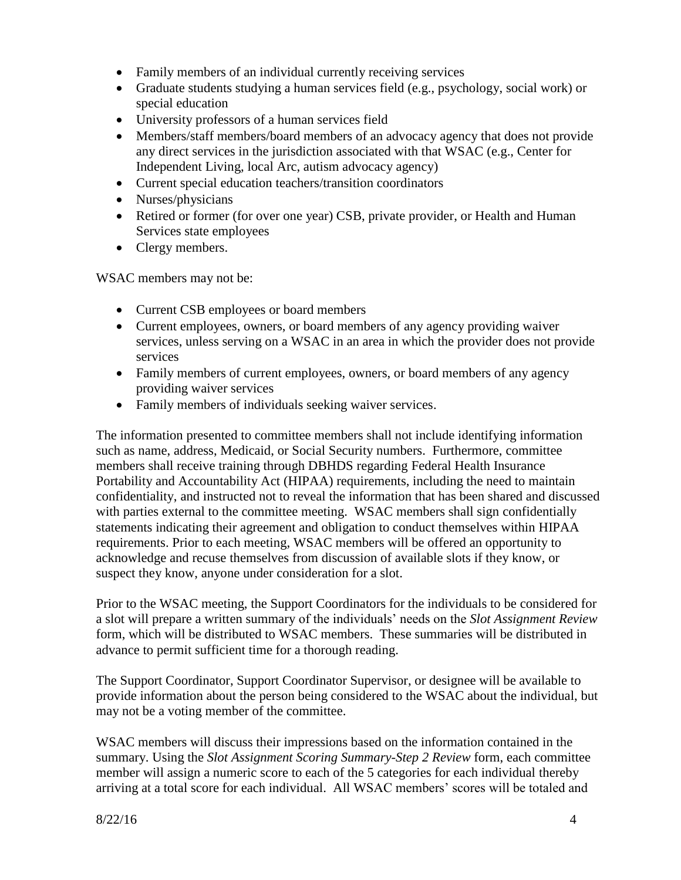- Family members of an individual currently receiving services
- Graduate students studying a human services field (e.g., psychology, social work) or special education
- University professors of a human services field
- Members/staff members/board members of an advocacy agency that does not provide any direct services in the jurisdiction associated with that WSAC (e.g., Center for Independent Living, local Arc, autism advocacy agency)
- Current special education teachers/transition coordinators
- Nurses/physicians
- Retired or former (for over one year) CSB, private provider, or Health and Human Services state employees
- Clergy members.

WSAC members may not be:

- Current CSB employees or board members
- Current employees, owners, or board members of any agency providing waiver services, unless serving on a WSAC in an area in which the provider does not provide services
- Family members of current employees, owners, or board members of any agency providing waiver services
- Family members of individuals seeking waiver services.

The information presented to committee members shall not include identifying information such as name, address, Medicaid, or Social Security numbers. Furthermore, committee members shall receive training through DBHDS regarding Federal Health Insurance Portability and Accountability Act (HIPAA) requirements, including the need to maintain confidentiality, and instructed not to reveal the information that has been shared and discussed with parties external to the committee meeting. WSAC members shall sign confidentially statements indicating their agreement and obligation to conduct themselves within HIPAA requirements. Prior to each meeting, WSAC members will be offered an opportunity to acknowledge and recuse themselves from discussion of available slots if they know, or suspect they know, anyone under consideration for a slot.

Prior to the WSAC meeting, the Support Coordinators for the individuals to be considered for a slot will prepare a written summary of the individuals' needs on the *Slot Assignment Review* form, which will be distributed to WSAC members. These summaries will be distributed in advance to permit sufficient time for a thorough reading.

The Support Coordinator, Support Coordinator Supervisor, or designee will be available to provide information about the person being considered to the WSAC about the individual, but may not be a voting member of the committee.

WSAC members will discuss their impressions based on the information contained in the summary. Using the *Slot Assignment Scoring Summary-Step 2 Review* form, each committee member will assign a numeric score to each of the 5 categories for each individual thereby arriving at a total score for each individual. All WSAC members' scores will be totaled and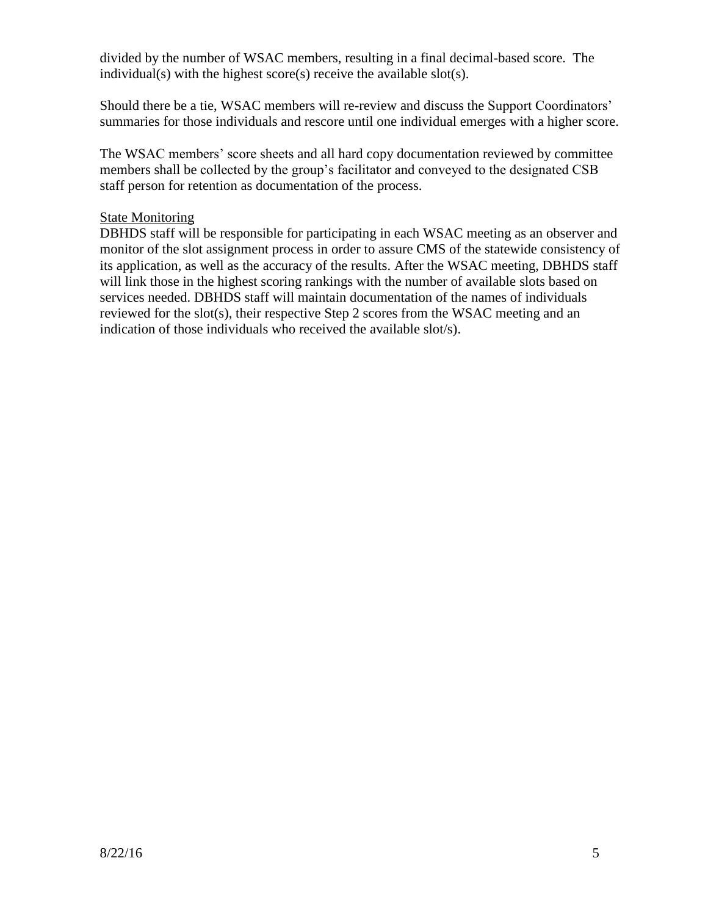divided by the number of WSAC members, resulting in a final decimal-based score. The individual(s) with the highest score(s) receive the available slot(s).

Should there be a tie, WSAC members will re-review and discuss the Support Coordinators' summaries for those individuals and rescore until one individual emerges with a higher score.

The WSAC members' score sheets and all hard copy documentation reviewed by committee members shall be collected by the group's facilitator and conveyed to the designated CSB staff person for retention as documentation of the process.

State Monitoring

DBHDS staff will be responsible for participating in each WSAC meeting as an observer and monitor of the slot assignment process in order to assure CMS of the statewide consistency of its application, as well as the accuracy of the results. After the WSAC meeting, DBHDS staff will link those in the highest scoring rankings with the number of available slots based on services needed. DBHDS staff will maintain documentation of the names of individuals reviewed for the slot(s), their respective Step 2 scores from the WSAC meeting and an indication of those individuals who received the available slot/s).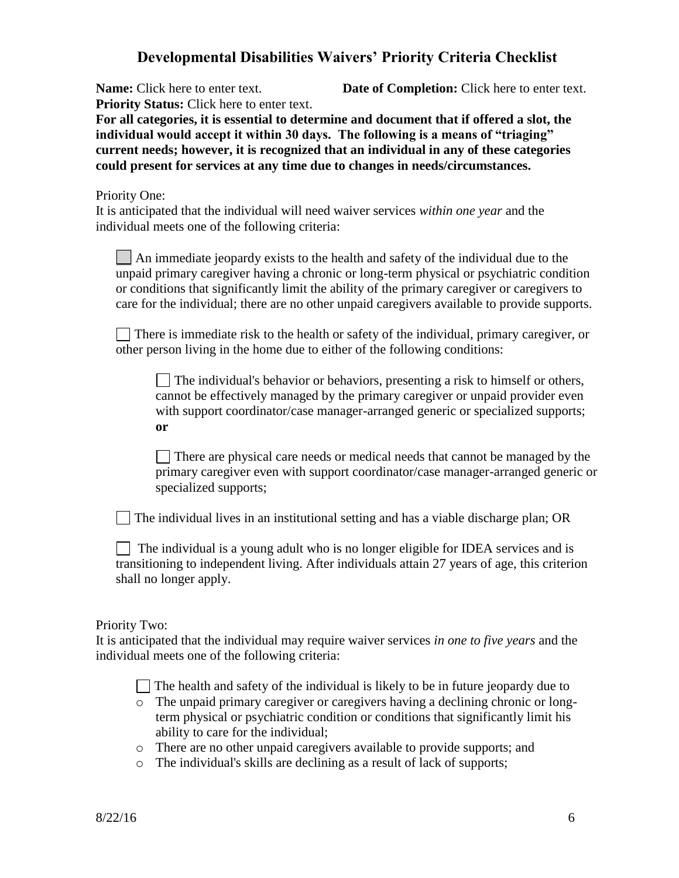## Developmental Disabilities Waivers' Priority Criteria Checklist

**Name:** Click here to enter text. **Date of Completion:** Click here to enter text.
**Priority Status:** Click here to enter text.

**For all categories, it is essential to determine and document that if offered a slot, the individual would accept it within 30 days. The following is a means of "triaging" current needs; however, it is recognized that an individual in any of these categories could present for services at any time due to changes in needs/circumstances.**

Priority One:

It is anticipated that the individual will need waiver services *within one year* and the individual meets one of the following criteria:

- ☐ An immediate jeopardy exists to the health and safety of the individual due to the unpaid primary caregiver having a chronic or long-term physical or psychiatric condition or conditions that significantly limit the ability of the primary caregiver or caregivers to care for the individual; there are no other unpaid caregivers available to provide supports.

- ☐ There is immediate risk to the health or safety of the individual, primary caregiver, or other person living in the home due to either of the following conditions:

  - ☐ The individual's behavior or behaviors, presenting a risk to himself or others, cannot be effectively managed by the primary caregiver or unpaid provider even with support coordinator/case manager-arranged generic or specialized supports; **or**

  - ☐ There are physical care needs or medical needs that cannot be managed by the primary caregiver even with support coordinator/case manager-arranged generic or specialized supports;

- ☐ The individual lives in an institutional setting and has a viable discharge plan; OR

- ☐ The individual is a young adult who is no longer eligible for IDEA services and is transitioning to independent living. After individuals attain 27 years of age, this criterion shall no longer apply.

Priority Two:

It is anticipated that the individual may require waiver services *in one to five years* and the individual meets one of the following criteria:

- ☐ The health and safety of the individual is likely to be in future jeopardy due to
  - The unpaid primary caregiver or caregivers having a declining chronic or long-term physical or psychiatric condition or conditions that significantly limit his ability to care for the individual;
  - There are no other unpaid caregivers available to provide supports; and
  - The individual's skills are declining as a result of lack of supports;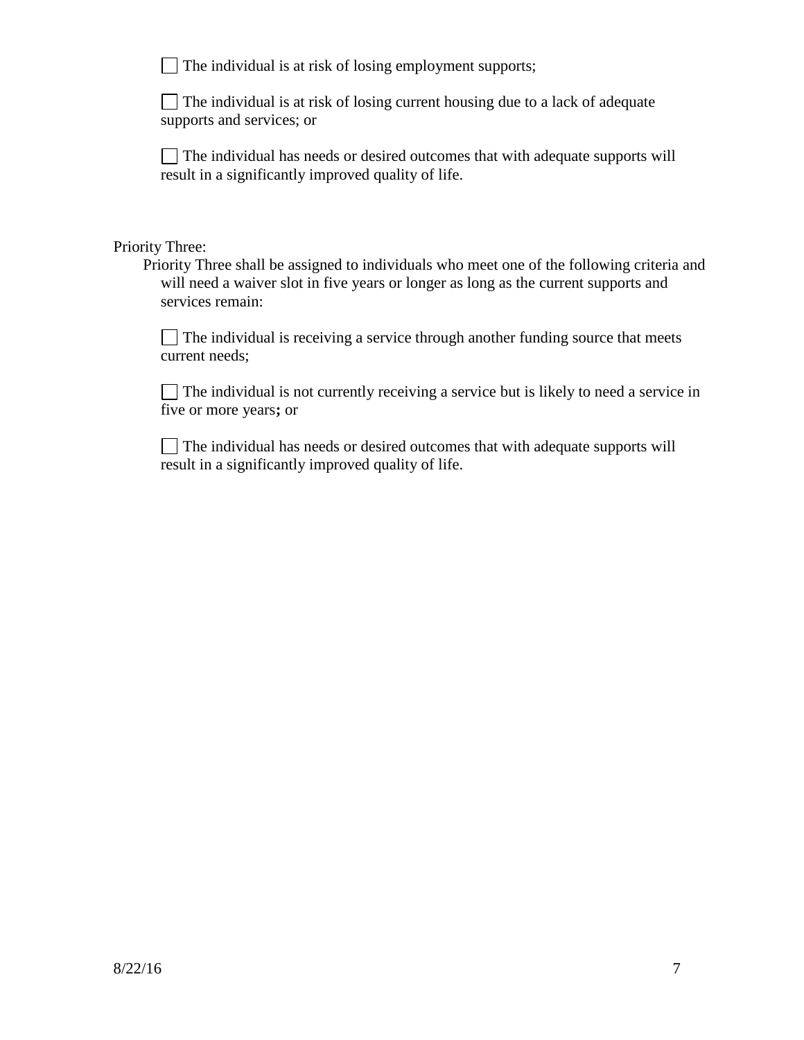- [ ] The individual is at risk of losing employment supports;

- [ ] The individual is at risk of losing current housing due to a lack of adequate supports and services; or

- [ ] The individual has needs or desired outcomes that with adequate supports will result in a significantly improved quality of life.

Priority Three:

Priority Three shall be assigned to individuals who meet one of the following criteria and will need a waiver slot in five years or longer as long as the current supports and services remain:

- [ ] The individual is receiving a service through another funding source that meets current needs;

- [ ] The individual is not currently receiving a service but is likely to need a service in five or more years**;** or

- [ ] The individual has needs or desired outcomes that with adequate supports will result in a significantly improved quality of life.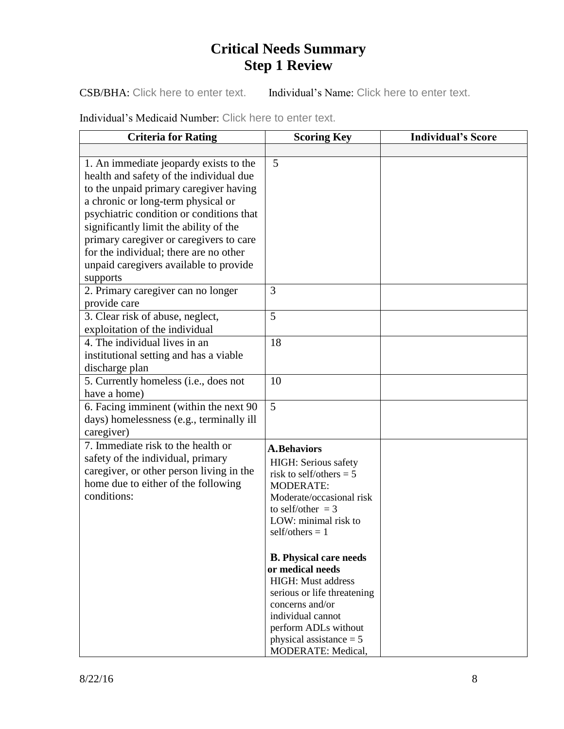# Critical Needs Summary
# Step 1 Review

CSB/BHA: Click here to enter text.    Individual's Name: Click here to enter text.

Individual's Medicaid Number: Click here to enter text.

| Criteria for Rating | Scoring Key | Individual's Score |
|---|---|---|
| | | |
| 1. An immediate jeopardy exists to the health and safety of the individual due to the unpaid primary caregiver having a chronic or long-term physical or psychiatric condition or conditions that significantly limit the ability of the primary caregiver or caregivers to care for the individual; there are no other unpaid caregivers available to provide supports | 5 | |
| 2. Primary caregiver can no longer provide care | 3 | |
| 3. Clear risk of abuse, neglect, exploitation of the individual | 5 | |
| 4. The individual lives in an institutional setting and has a viable discharge plan | 18 | |
| 5. Currently homeless (i.e., does not have a home) | 10 | |
| 6. Facing imminent (within the next 90 days) homelessness (e.g., terminally ill caregiver) | 5 | |
| 7. Immediate risk to the health or safety of the individual, primary caregiver, or other person living in the home due to either of the following conditions: | **A.Behaviors**<br>HIGH: Serious safety risk to self/others = 5<br>MODERATE: Moderate/occasional risk to self/other = 3<br>LOW: minimal risk to self/others = 1<br><br>**B. Physical care needs or medical needs**<br>HIGH: Must address serious or life threatening concerns and/or individual cannot perform ADLs without physical assistance = 5<br>MODERATE: Medical, | |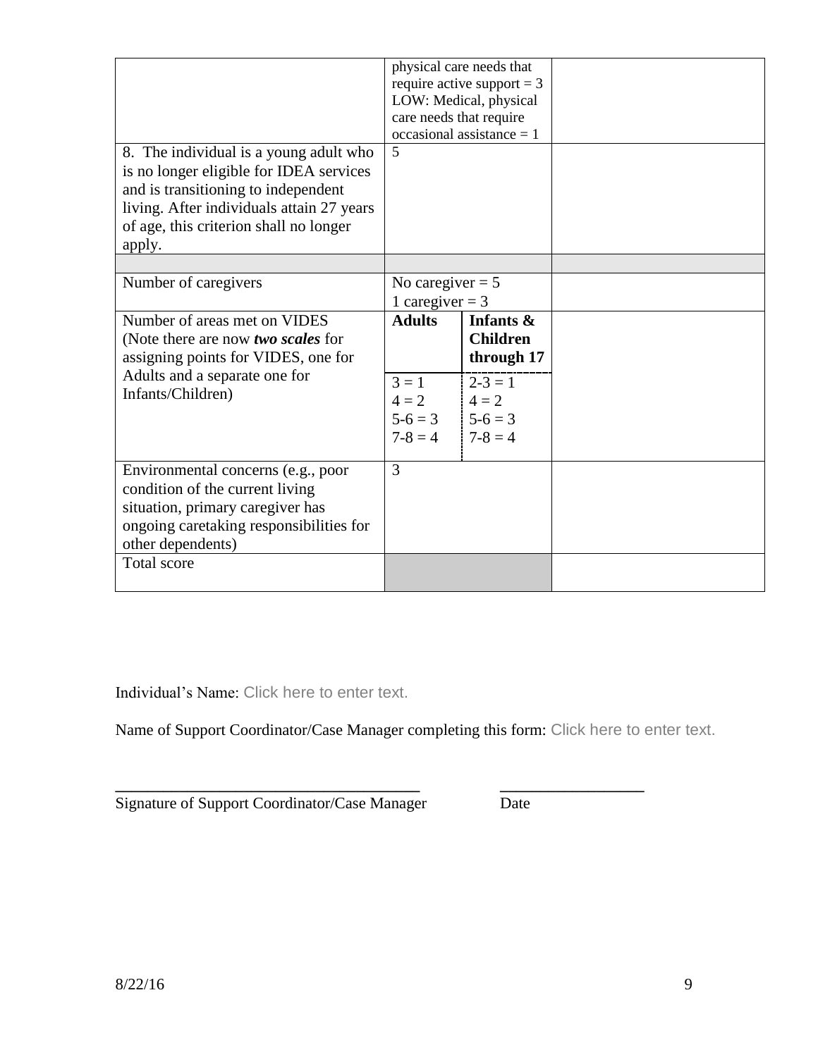| | | | |
|---|---|---|---|
| | physical care needs that require active support = 3<br>LOW: Medical, physical care needs that require occasional assistance = 1 | | |
| 8. The individual is a young adult who is no longer eligible for IDEA services and is transitioning to independent living. After individuals attain 27 years of age, this criterion shall no longer apply. | 5 | | |
| | | | |
| Number of caregivers | No caregiver = 5<br>1 caregiver = 3 | | |
| Number of areas met on VIDES (Note there are now ***two scales*** for assigning points for VIDES, one for Adults and a separate one for Infants/Children) | **Adults**<br>3 = 1<br>4 = 2<br>5-6 = 3<br>7-8 = 4 | **Infants & Children through 17**<br>2-3 = 1<br>4 = 2<br>5-6 = 3<br>7-8 = 4 | |
| Environmental concerns (e.g., poor condition of the current living situation, primary caregiver has ongoing caretaking responsibilities for other dependents) | 3 | | |
| Total score | | | |

Individual's Name: Click here to enter text.

Name of Support Coordinator/Case Manager completing this form: Click here to enter text.

______________________________________ __________________
Signature of Support Coordinator/Case Manager Date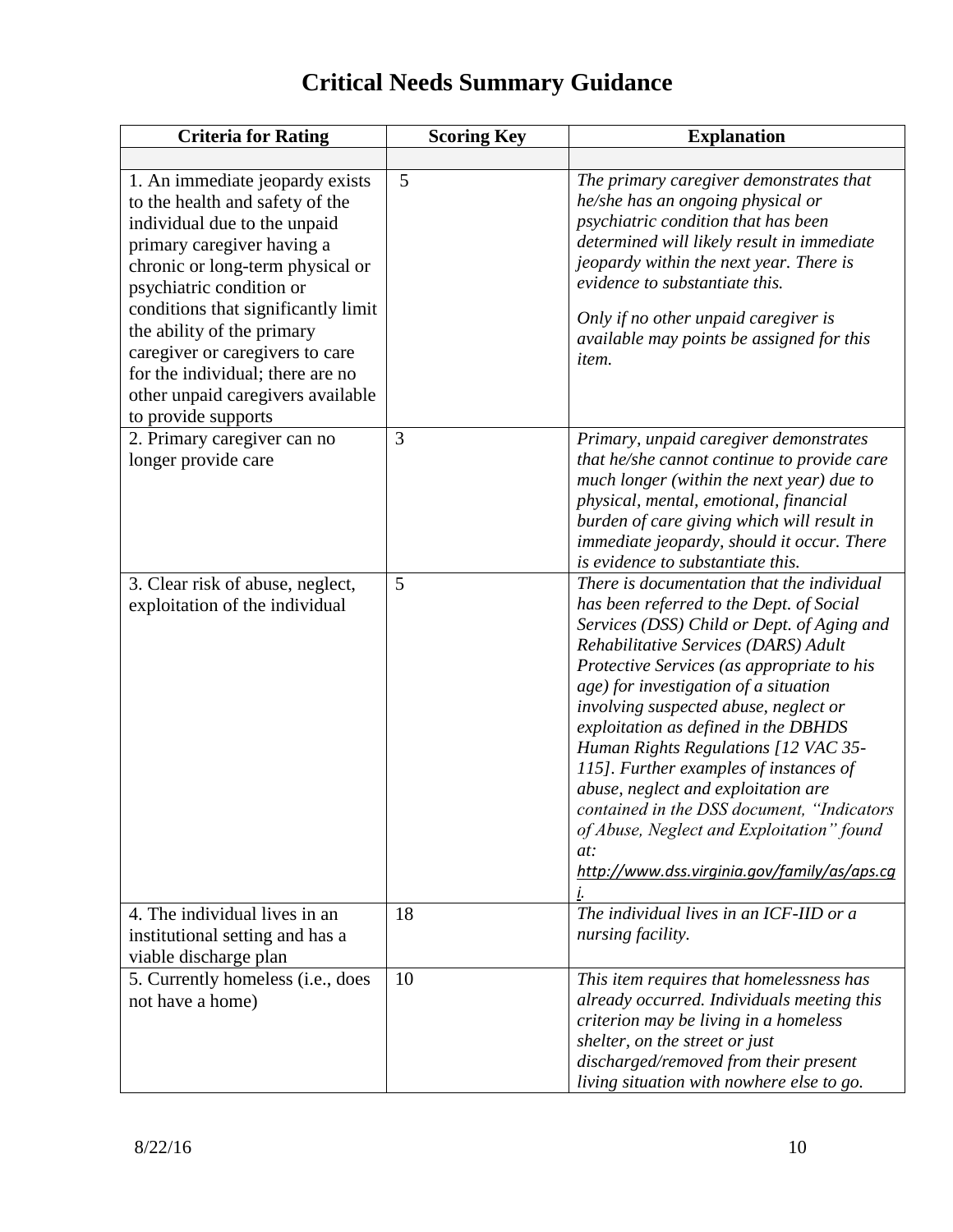# Critical Needs Summary Guidance

| Criteria for Rating | Scoring Key | Explanation |
|---|---|---|
| | | |
| 1. An immediate jeopardy exists to the health and safety of the individual due to the unpaid primary caregiver having a chronic or long-term physical or psychiatric condition or conditions that significantly limit the ability of the primary caregiver or caregivers to care for the individual; there are no other unpaid caregivers available to provide supports | 5 | *The primary caregiver demonstrates that he/she has an ongoing physical or psychiatric condition that has been determined will likely result in immediate jeopardy within the next year. There is evidence to substantiate this.* <br><br> *Only if no other unpaid caregiver is available may points be assigned for this item.* |
| 2. Primary caregiver can no longer provide care | 3 | *Primary, unpaid caregiver demonstrates that he/she cannot continue to provide care much longer (within the next year) due to physical, mental, emotional, financial burden of care giving which will result in immediate jeopardy, should it occur. There is evidence to substantiate this.* |
| 3. Clear risk of abuse, neglect, exploitation of the individual | 5 | *There is documentation that the individual has been referred to the Dept. of Social Services (DSS) Child or Dept. of Aging and Rehabilitative Services (DARS) Adult Protective Services (as appropriate to his age) for investigation of a situation involving suspected abuse, neglect or exploitation as defined in the DBHDS Human Rights Regulations [12 VAC 35-115]. Further examples of instances of abuse, neglect and exploitation are contained in the DSS document, "Indicators of Abuse, Neglect and Exploitation" found at: http://www.dss.virginia.gov/family/as/aps.cgi.* |
| 4. The individual lives in an institutional setting and has a viable discharge plan | 18 | *The individual lives in an ICF-IID or a nursing facility.* |
| 5. Currently homeless (i.e., does not have a home) | 10 | *This item requires that homelessness has already occurred. Individuals meeting this criterion may be living in a homeless shelter, on the street or just discharged/removed from their present living situation with nowhere else to go.* |

8/22/16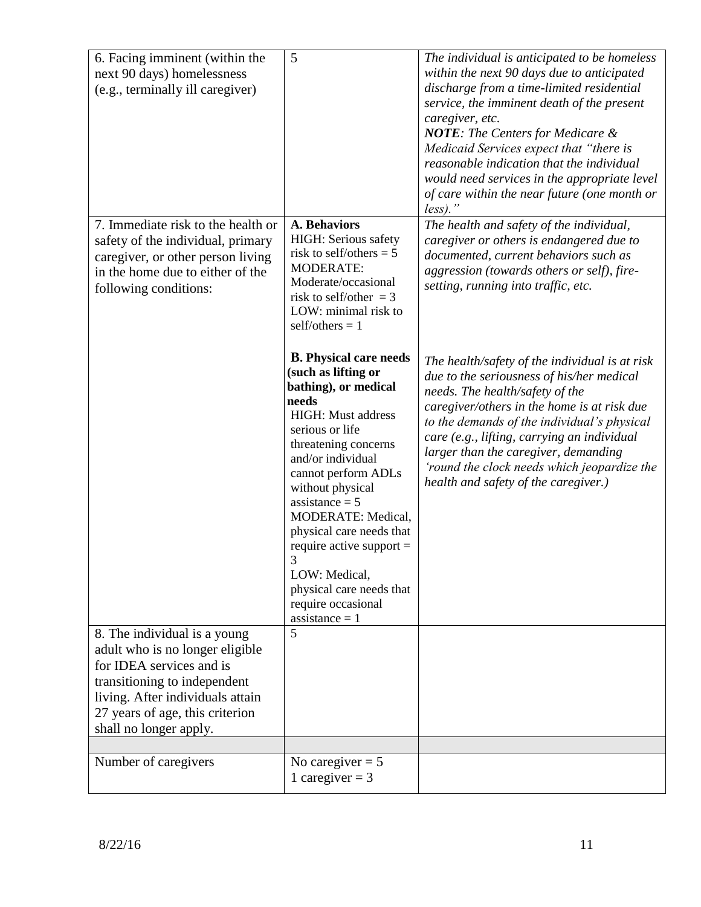| | | |
|---|---|---|
| 6. Facing imminent (within the next 90 days) homelessness (e.g., terminally ill caregiver) | 5 | *The individual is anticipated to be homeless within the next 90 days due to anticipated discharge from a time-limited residential service, the imminent death of the present caregiver, etc.*<br>***NOTE****: The Centers for Medicare & Medicaid Services expect that "there is reasonable indication that the individual would need services in the appropriate level of care within the near future (one month or less)."* |
| 7. Immediate risk to the health or safety of the individual, primary caregiver, or other person living in the home due to either of the following conditions: | **A. Behaviors**<br>HIGH: Serious safety risk to self/others = 5<br>MODERATE: Moderate/occasional risk to self/other = 3<br>LOW: minimal risk to self/others = 1<br><br>**B. Physical care needs (such as lifting or bathing), or medical needs**<br>HIGH: Must address serious or life threatening concerns and/or individual cannot perform ADLs without physical assistance = 5<br>MODERATE: Medical, physical care needs that require active support = 3<br>LOW: Medical, physical care needs that require occasional assistance = 1 | *The health and safety of the individual, caregiver or others is endangered due to documented, current behaviors such as aggression (towards others or self), fire-setting, running into traffic, etc.*<br><br>*The health/safety of the individual is at risk due to the seriousness of his/her medical needs. The health/safety of the caregiver/others in the home is at risk due to the demands of the individual's physical care (e.g., lifting, carrying an individual larger than the caregiver, demanding 'round the clock needs which jeopardize the health and safety of the caregiver.)* |
| 8. The individual is a young adult who is no longer eligible for IDEA services and is transitioning to independent living. After individuals attain 27 years of age, this criterion shall no longer apply. | 5 | |
| | | |
| Number of caregivers | No caregiver = 5<br>1 caregiver = 3 | |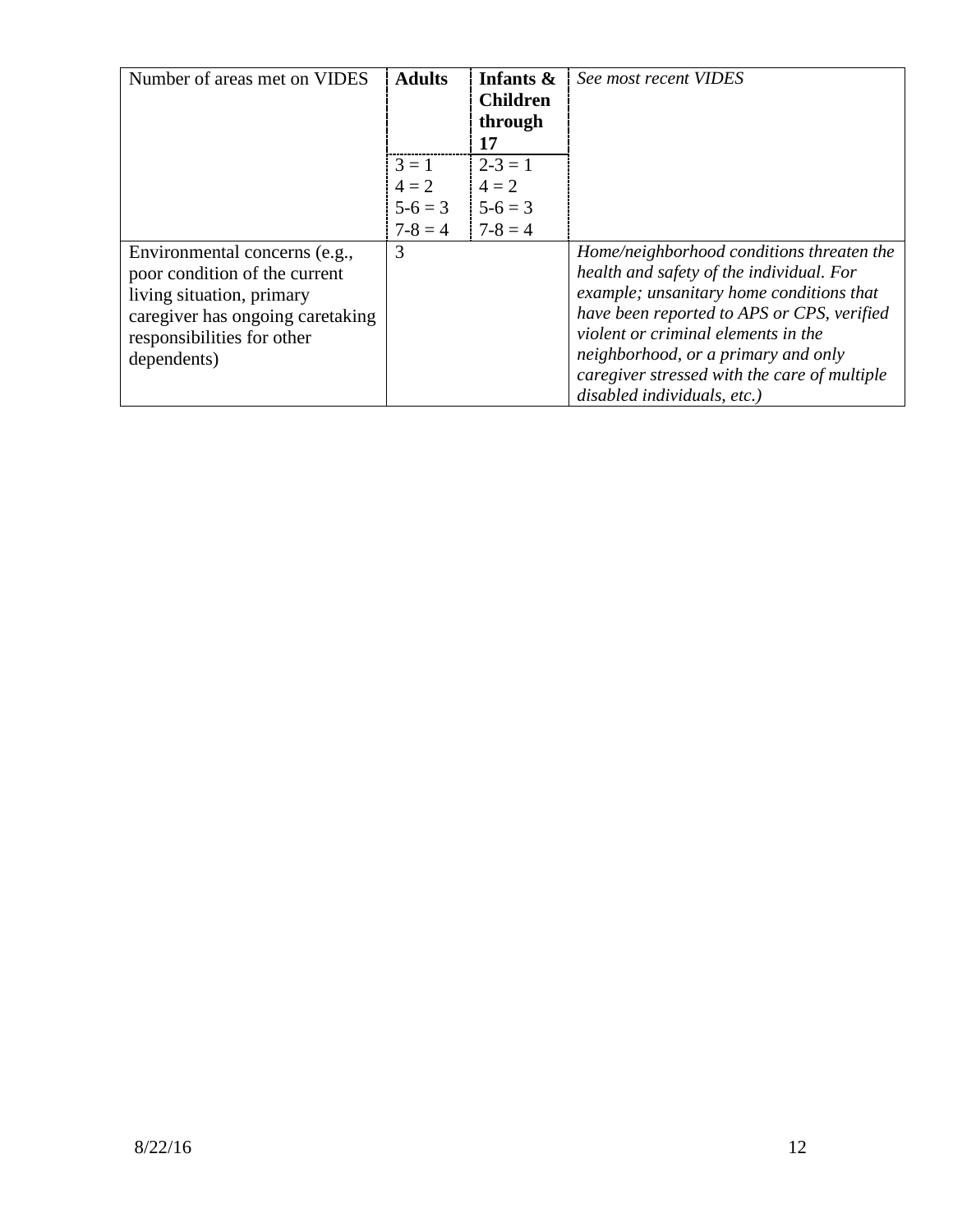| Number of areas met on VIDES | **Adults** | **Infants & Children through 17** | *See most recent VIDES* |
| --- | --- | --- | --- |
| | 3 = 1<br>4 = 2<br>5-6 = 3<br>7-8 = 4 | 2-3 = 1<br>4 = 2<br>5-6 = 3<br>7-8 = 4 | |
| Environmental concerns (e.g., poor condition of the current living situation, primary caregiver has ongoing caretaking responsibilities for other dependents) | 3 | | *Home/neighborhood conditions threaten the health and safety of the individual. For example; unsanitary home conditions that have been reported to APS or CPS, verified violent or criminal elements in the neighborhood, or a primary and only caregiver stressed with the care of multiple disabled individuals, etc.)* |

8/22/16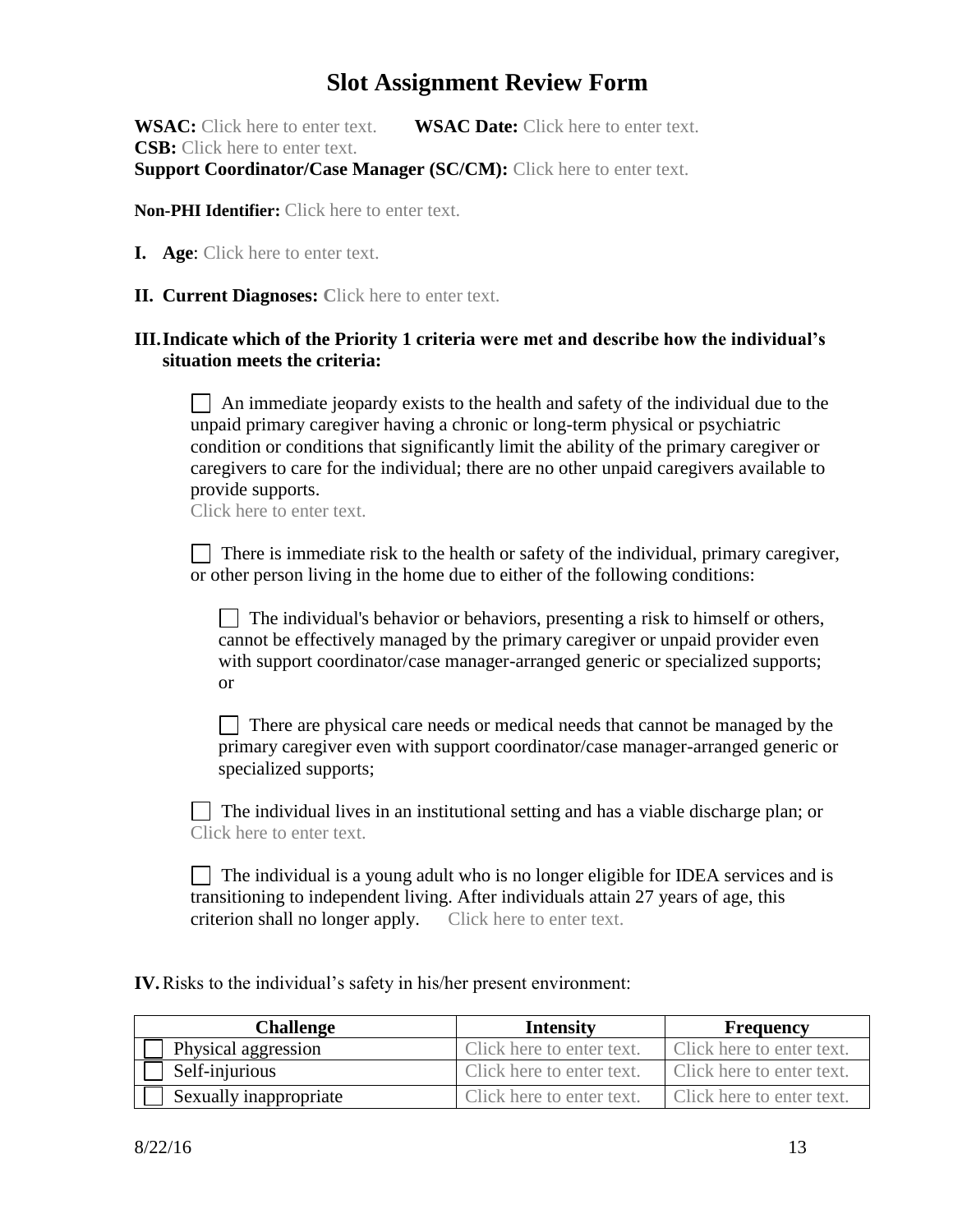# Slot Assignment Review Form

**WSAC:** Click here to enter text. **WSAC Date:** Click here to enter text.
**CSB:** Click here to enter text.
**Support Coordinator/Case Manager (SC/CM):** Click here to enter text.

**Non-PHI Identifier:** Click here to enter text.

**I. Age**: Click here to enter text.

**II. Current Diagnoses:** Click here to enter text.

**III. Indicate which of the Priority 1 criteria were met and describe how the individual's situation meets the criteria:**

☐ An immediate jeopardy exists to the health and safety of the individual due to the unpaid primary caregiver having a chronic or long-term physical or psychiatric condition or conditions that significantly limit the ability of the primary caregiver or caregivers to care for the individual; there are no other unpaid caregivers available to provide supports.
Click here to enter text.

☐ There is immediate risk to the health or safety of the individual, primary caregiver, or other person living in the home due to either of the following conditions:

> ☐ The individual's behavior or behaviors, presenting a risk to himself or others, cannot be effectively managed by the primary caregiver or unpaid provider even with support coordinator/case manager-arranged generic or specialized supports; or
>
> ☐ There are physical care needs or medical needs that cannot be managed by the primary caregiver even with support coordinator/case manager-arranged generic or specialized supports;

☐ The individual lives in an institutional setting and has a viable discharge plan; or
Click here to enter text.

☐ The individual is a young adult who is no longer eligible for IDEA services and is transitioning to independent living. After individuals attain 27 years of age, this criterion shall no longer apply. Click here to enter text.

**IV.** Risks to the individual's safety in his/her present environment:

| Challenge | Intensity | Frequency |
|---|---|---|
| ☐ Physical aggression | Click here to enter text. | Click here to enter text. |
| ☐ Self-injurious | Click here to enter text. | Click here to enter text. |
| ☐ Sexually inappropriate | Click here to enter text. | Click here to enter text. |

8/22/16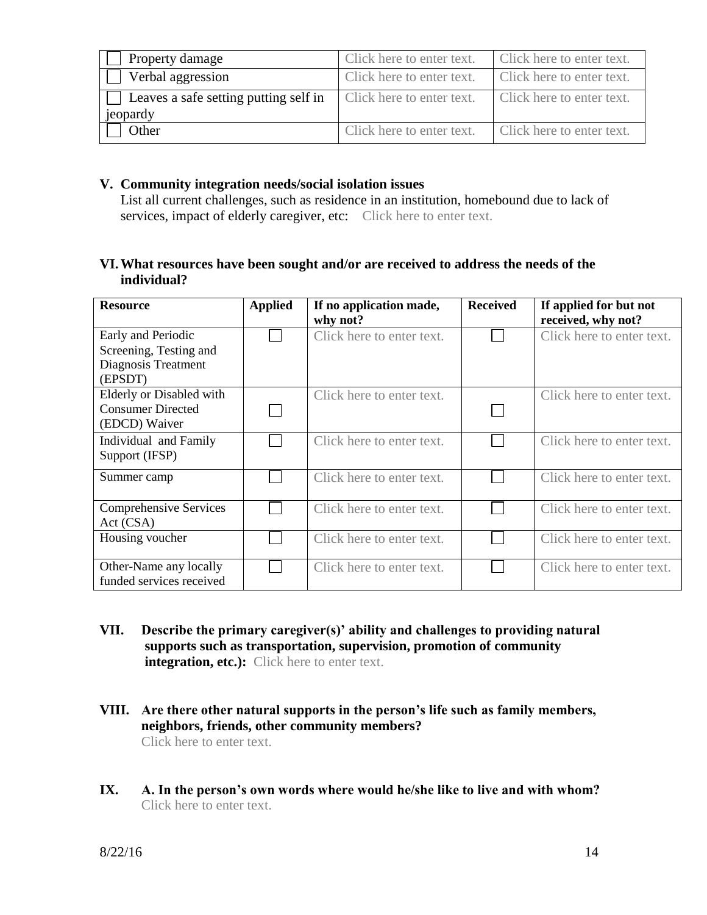| | | |
|---|---|---|
| ☐ Property damage | Click here to enter text. | Click here to enter text. |
| ☐ Verbal aggression | Click here to enter text. | Click here to enter text. |
| ☐ Leaves a safe setting putting self in jeopardy | Click here to enter text. | Click here to enter text. |
| ☐ Other | Click here to enter text. | Click here to enter text. |

**V. Community integration needs/social isolation issues**

List all current challenges, such as residence in an institution, homebound due to lack of services, impact of elderly caregiver, etc: Click here to enter text.

**VI. What resources have been sought and/or are received to address the needs of the individual?**

| Resource | Applied | If no application made, why not? | Received | If applied for but not received, why not? |
|---|---|---|---|---|
| Early and Periodic Screening, Testing and Diagnosis Treatment (EPSDT) | ☐ | Click here to enter text. | ☐ | Click here to enter text. |
| Elderly or Disabled with Consumer Directed (EDCD) Waiver | ☐ | Click here to enter text. | ☐ | Click here to enter text. |
| Individual and Family Support (IFSP) | ☐ | Click here to enter text. | ☐ | Click here to enter text. |
| Summer camp | ☐ | Click here to enter text. | ☐ | Click here to enter text. |
| Comprehensive Services Act (CSA) | ☐ | Click here to enter text. | ☐ | Click here to enter text. |
| Housing voucher | ☐ | Click here to enter text. | ☐ | Click here to enter text. |
| Other-Name any locally funded services received | ☐ | Click here to enter text. | ☐ | Click here to enter text. |

**VII. Describe the primary caregiver(s)' ability and challenges to providing natural supports such as transportation, supervision, promotion of community integration, etc.):** Click here to enter text.

**VIII. Are there other natural supports in the person's life such as family members, neighbors, friends, other community members?**

Click here to enter text.

**IX. A. In the person's own words where would he/she like to live and with whom?**

Click here to enter text.

8/22/16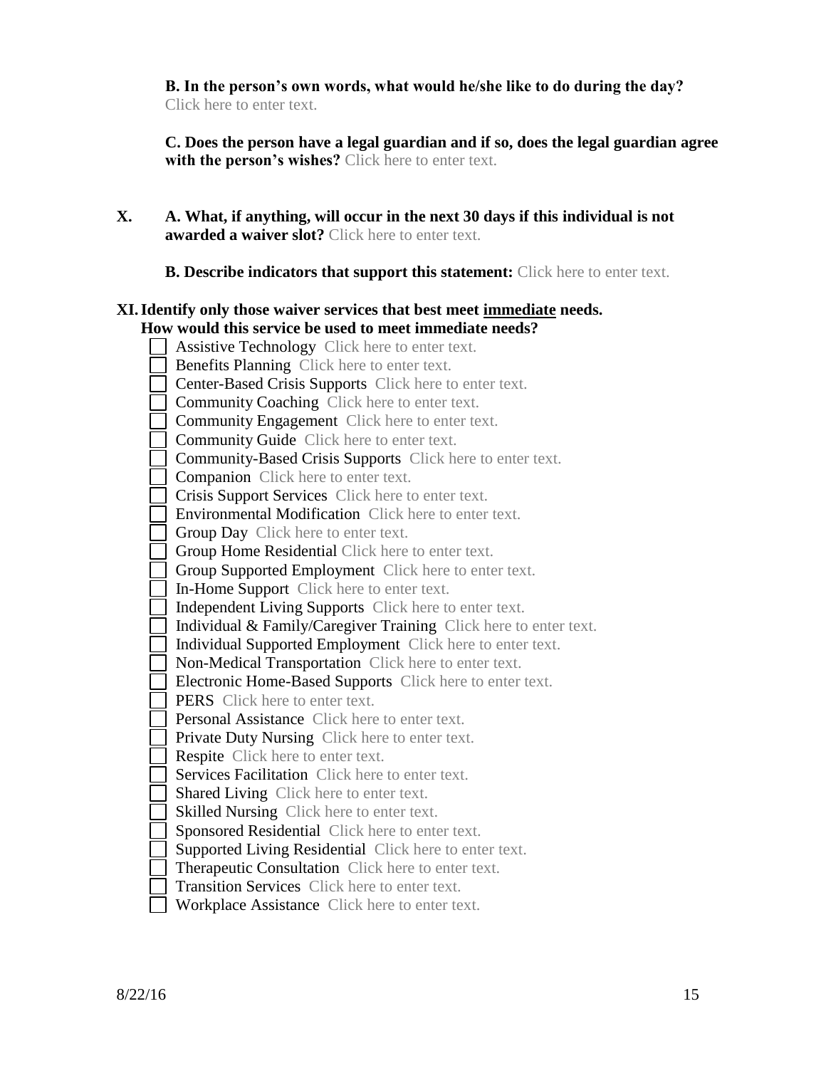**B. In the person's own words, what would he/she like to do during the day?**
Click here to enter text.

**C. Does the person have a legal guardian and if so, does the legal guardian agree with the person's wishes?** Click here to enter text.

**X. A. What, if anything, will occur in the next 30 days if this individual is not awarded a waiver slot?** Click here to enter text.

**B. Describe indicators that support this statement:** Click here to enter text.

**XI. Identify only those waiver services that best meet immediate needs.**
**How would this service be used to meet immediate needs?**

- ☐ Assistive Technology Click here to enter text.
- ☐ Benefits Planning Click here to enter text.
- ☐ Center-Based Crisis Supports Click here to enter text.
- ☐ Community Coaching Click here to enter text.
- ☐ Community Engagement Click here to enter text.
- ☐ Community Guide Click here to enter text.
- ☐ Community-Based Crisis Supports Click here to enter text.
- ☐ Companion Click here to enter text.
- ☐ Crisis Support Services Click here to enter text.
- ☐ Environmental Modification Click here to enter text.
- ☐ Group Day Click here to enter text.
- ☐ Group Home Residential Click here to enter text.
- ☐ Group Supported Employment Click here to enter text.
- ☐ In-Home Support Click here to enter text.
- ☐ Independent Living Supports Click here to enter text.
- ☐ Individual & Family/Caregiver Training Click here to enter text.
- ☐ Individual Supported Employment Click here to enter text.
- ☐ Non-Medical Transportation Click here to enter text.
- ☐ Electronic Home-Based Supports Click here to enter text.
- ☐ PERS Click here to enter text.
- ☐ Personal Assistance Click here to enter text.
- ☐ Private Duty Nursing Click here to enter text.
- ☐ Respite Click here to enter text.
- ☐ Services Facilitation Click here to enter text.
- ☐ Shared Living Click here to enter text.
- ☐ Skilled Nursing Click here to enter text.
- ☐ Sponsored Residential Click here to enter text.
- ☐ Supported Living Residential Click here to enter text.
- ☐ Therapeutic Consultation Click here to enter text.
- ☐ Transition Services Click here to enter text.
- ☐ Workplace Assistance Click here to enter text.

8/22/16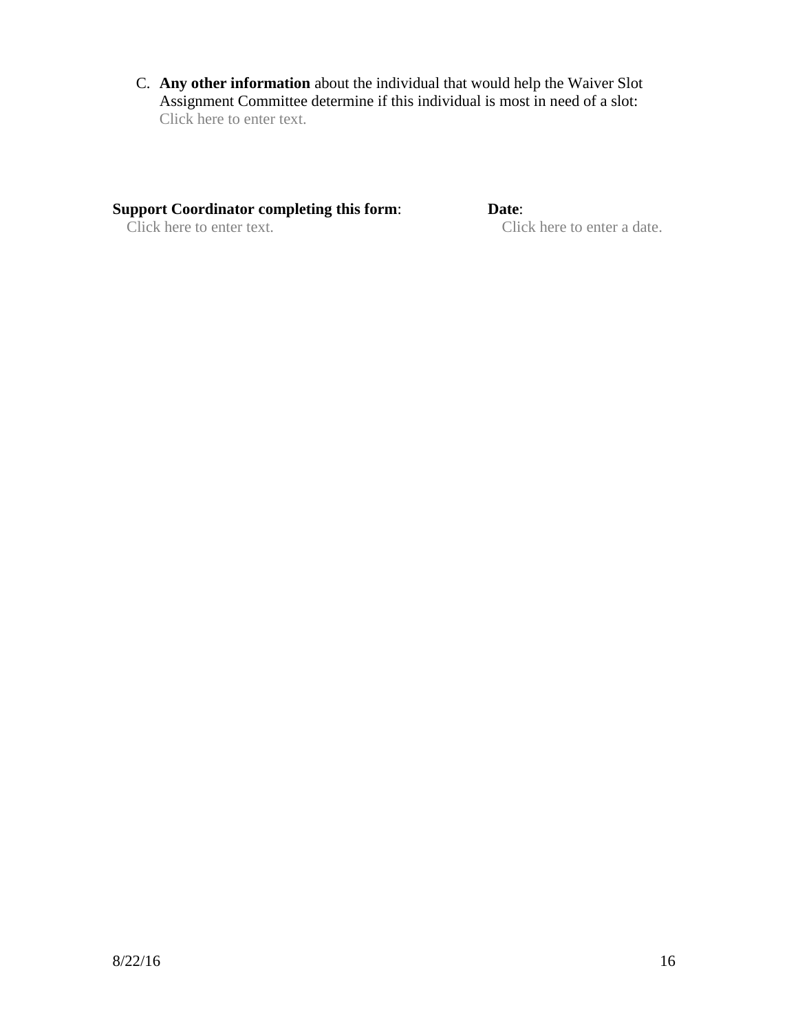C. **Any other information** about the individual that would help the Waiver Slot Assignment Committee determine if this individual is most in need of a slot:
   Click here to enter text.

**Support Coordinator completing this form**: Click here to enter text.

**Date**: Click here to enter a date.

8/22/16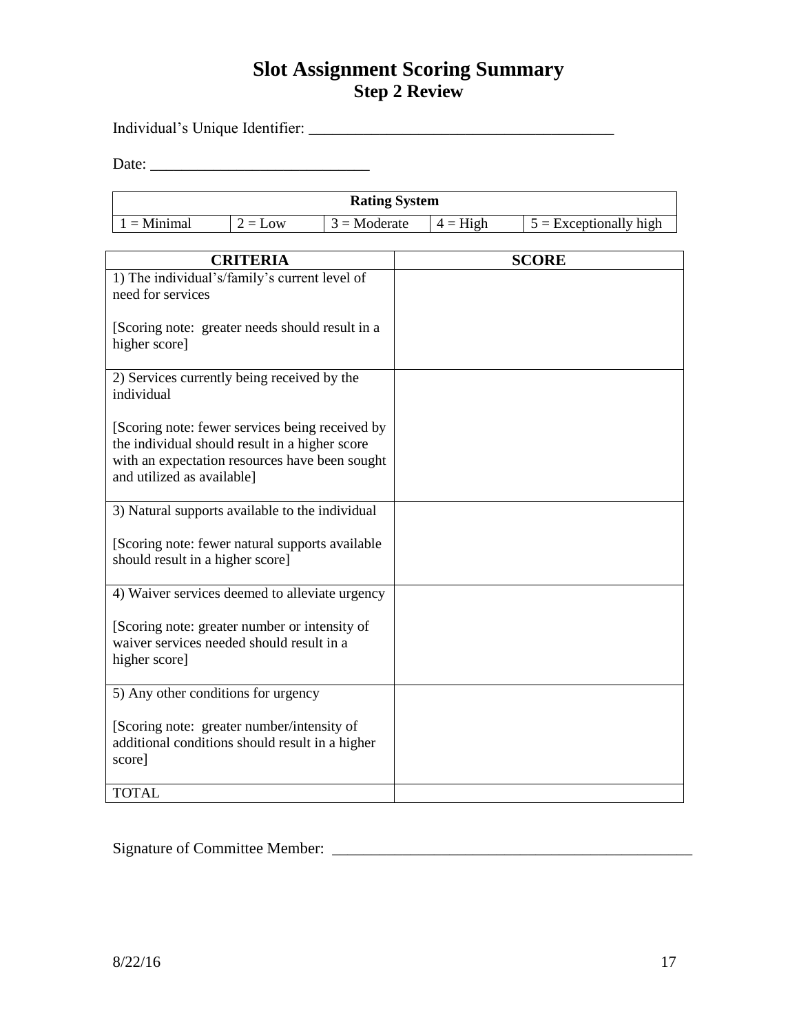# Slot Assignment Scoring Summary
## Step 2 Review

Individual's Unique Identifier: ______________________________________

Date: ____________________________

| Rating System | | | | |
|---|---|---|---|---|
| 1 = Minimal | 2 = Low | 3 = Moderate | 4 = High | 5 = Exceptionally high |

| CRITERIA | SCORE |
|---|---|
| 1) The individual's/family's current level of need for services<br><br>[Scoring note: greater needs should result in a higher score] | |
| 2) Services currently being received by the individual<br><br>[Scoring note: fewer services being received by the individual should result in a higher score with an expectation resources have been sought and utilized as available] | |
| 3) Natural supports available to the individual<br><br>[Scoring note: fewer natural supports available should result in a higher score] | |
| 4) Waiver services deemed to alleviate urgency<br><br>[Scoring note: greater number or intensity of waiver services needed should result in a higher score] | |
| 5) Any other conditions for urgency<br><br>[Scoring note: greater number/intensity of additional conditions should result in a higher score] | |
| TOTAL | |

Signature of Committee Member: ______________________________________________

8/22/16